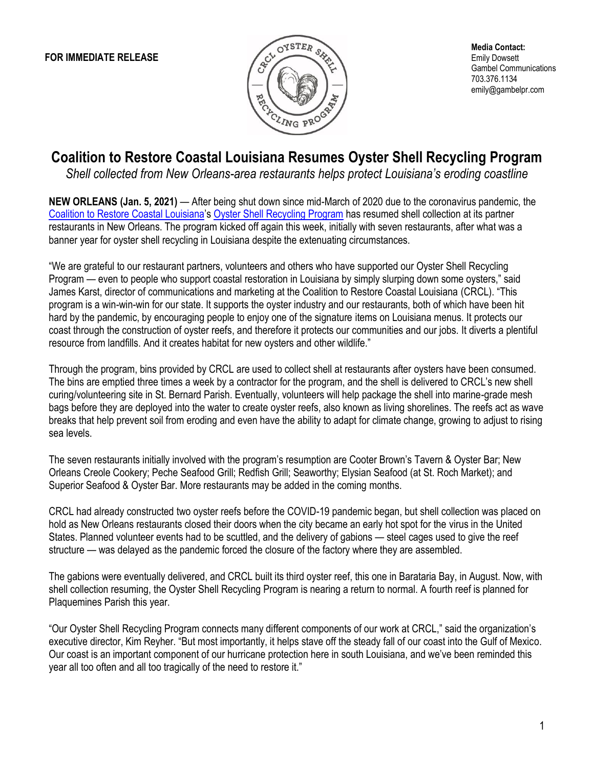**FOR IMMEDIATE RELEASE**

**Media Contact:**
Emily Dowsett
Gambel Communications
703.376.1134
emily@gambelpr.com

# Coalition to Restore Coastal Louisiana Resumes Oyster Shell Recycling Program

*Shell collected from New Orleans-area restaurants helps protect Louisiana's eroding coastline*

**NEW ORLEANS (Jan. 5, 2021)** — After being shut down since mid-March of 2020 due to the coronavirus pandemic, the Coalition to Restore Coastal Louisiana's Oyster Shell Recycling Program has resumed shell collection at its partner restaurants in New Orleans. The program kicked off again this week, initially with seven restaurants, after what was a banner year for oyster shell recycling in Louisiana despite the extenuating circumstances.

"We are grateful to our restaurant partners, volunteers and others who have supported our Oyster Shell Recycling Program — even to people who support coastal restoration in Louisiana by simply slurping down some oysters," said James Karst, director of communications and marketing at the Coalition to Restore Coastal Louisiana (CRCL). "This program is a win-win-win for our state. It supports the oyster industry and our restaurants, both of which have been hit hard by the pandemic, by encouraging people to enjoy one of the signature items on Louisiana menus. It protects our coast through the construction of oyster reefs, and therefore it protects our communities and our jobs. It diverts a plentiful resource from landfills. And it creates habitat for new oysters and other wildlife."

Through the program, bins provided by CRCL are used to collect shell at restaurants after oysters have been consumed. The bins are emptied three times a week by a contractor for the program, and the shell is delivered to CRCL's new shell curing/volunteering site in St. Bernard Parish. Eventually, volunteers will help package the shell into marine-grade mesh bags before they are deployed into the water to create oyster reefs, also known as living shorelines. The reefs act as wave breaks that help prevent soil from eroding and even have the ability to adapt for climate change, growing to adjust to rising sea levels.

The seven restaurants initially involved with the program's resumption are Cooter Brown's Tavern & Oyster Bar; New Orleans Creole Cookery; Peche Seafood Grill; Redfish Grill; Seaworthy; Elysian Seafood (at St. Roch Market); and Superior Seafood & Oyster Bar. More restaurants may be added in the coming months.

CRCL had already constructed two oyster reefs before the COVID-19 pandemic began, but shell collection was placed on hold as New Orleans restaurants closed their doors when the city became an early hot spot for the virus in the United States. Planned volunteer events had to be scuttled, and the delivery of gabions — steel cages used to give the reef structure — was delayed as the pandemic forced the closure of the factory where they are assembled.

The gabions were eventually delivered, and CRCL built its third oyster reef, this one in Barataria Bay, in August. Now, with shell collection resuming, the Oyster Shell Recycling Program is nearing a return to normal. A fourth reef is planned for Plaquemines Parish this year.

"Our Oyster Shell Recycling Program connects many different components of our work at CRCL," said the organization's executive director, Kim Reyher. "But most importantly, it helps stave off the steady fall of our coast into the Gulf of Mexico. Our coast is an important component of our hurricane protection here in south Louisiana, and we've been reminded this year all too often and all too tragically of the need to restore it."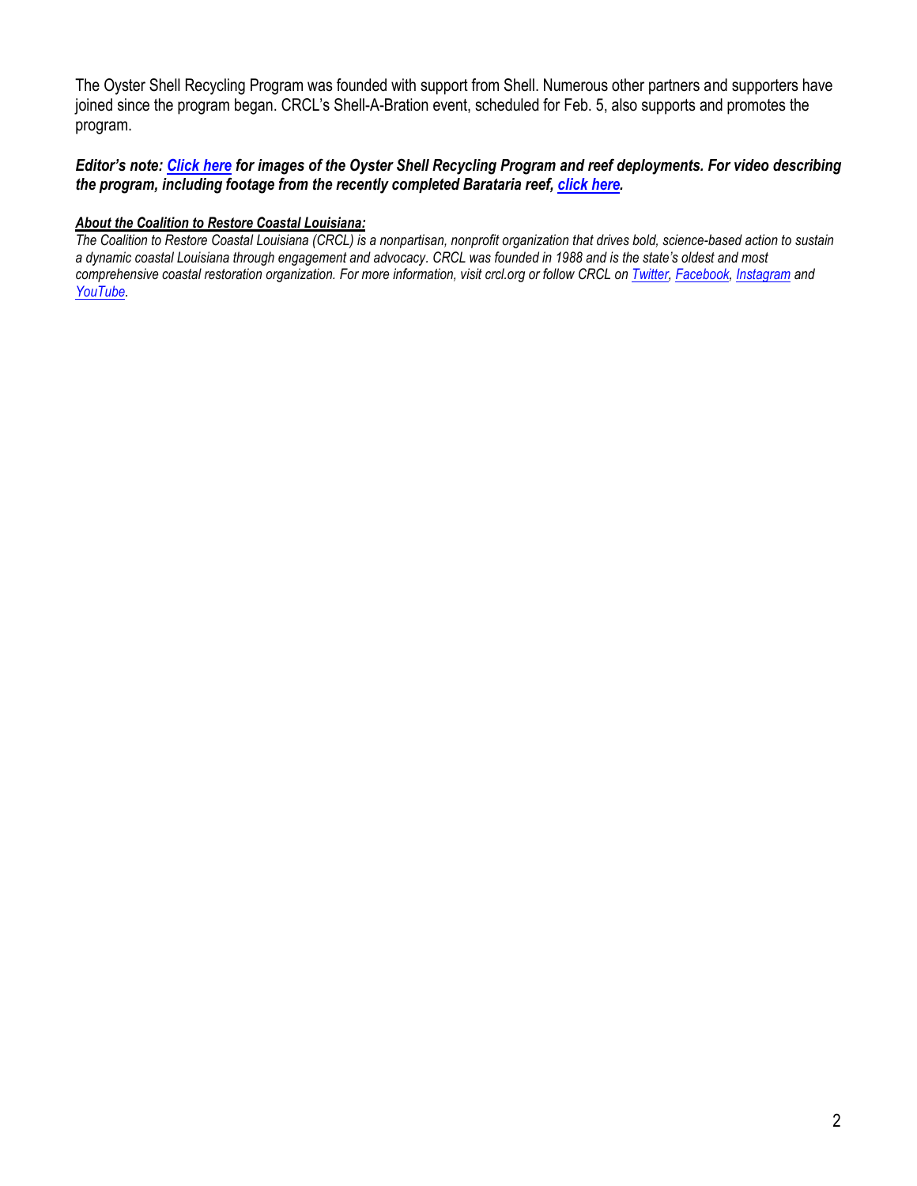The Oyster Shell Recycling Program was founded with support from Shell. Numerous other partners and supporters have joined since the program began. CRCL's Shell-A-Bration event, scheduled for Feb. 5, also supports and promotes the program.

***Editor's note: Click here for images of the Oyster Shell Recycling Program and reef deployments. For video describing the program, including footage from the recently completed Barataria reef, click here.***

***About the Coalition to Restore Coastal Louisiana:***

*The Coalition to Restore Coastal Louisiana (CRCL) is a nonpartisan, nonprofit organization that drives bold, science-based action to sustain a dynamic coastal Louisiana through engagement and advocacy. CRCL was founded in 1988 and is the state's oldest and most comprehensive coastal restoration organization. For more information, visit crcl.org or follow CRCL on Twitter, Facebook, Instagram and YouTube.*